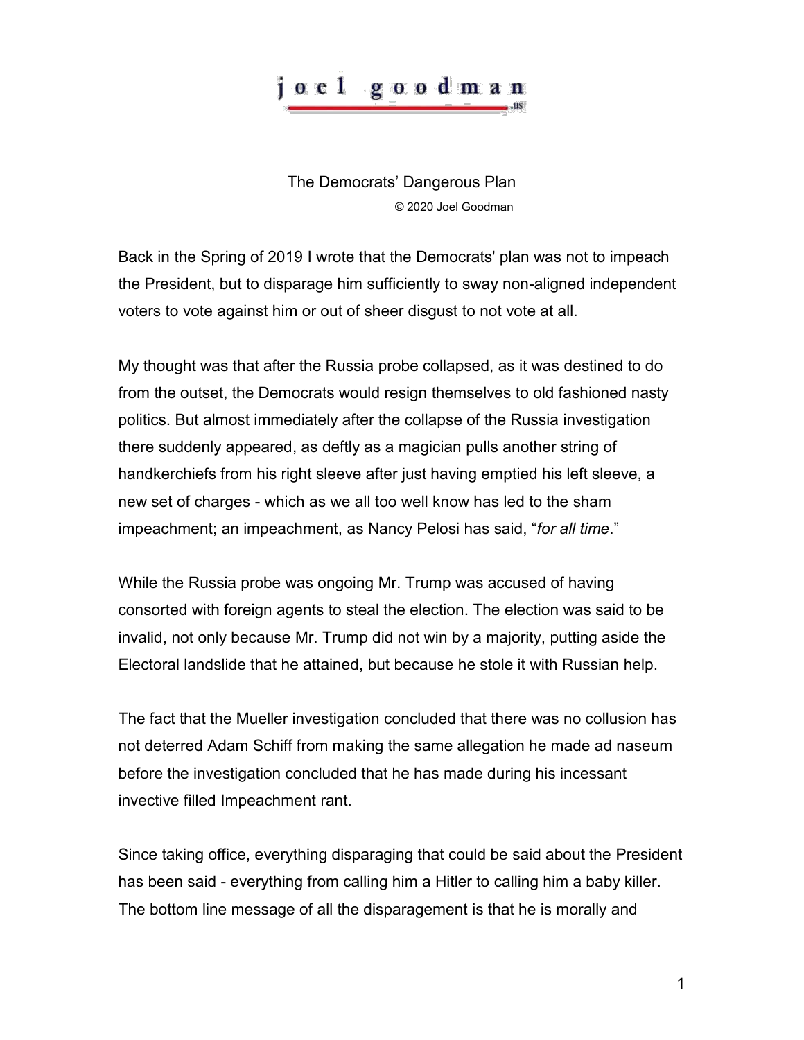# joel goodman .us

## The Democrats' Dangerous Plan

© 2020 Joel Goodman

Back in the Spring of 2019 I wrote that the Democrats' plan was not to impeach the President, but to disparage him sufficiently to sway non-aligned independent voters to vote against him or out of sheer disgust to not vote at all.

My thought was that after the Russia probe collapsed, as it was destined to do from the outset, the Democrats would resign themselves to old fashioned nasty politics. But almost immediately after the collapse of the Russia investigation there suddenly appeared, as deftly as a magician pulls another string of handkerchiefs from his right sleeve after just having emptied his left sleeve, a new set of charges - which as we all too well know has led to the sham impeachment; an impeachment, as Nancy Pelosi has said, "*for all time*."

While the Russia probe was ongoing Mr. Trump was accused of having consorted with foreign agents to steal the election. The election was said to be invalid, not only because Mr. Trump did not win by a majority, putting aside the Electoral landslide that he attained, but because he stole it with Russian help.

The fact that the Mueller investigation concluded that there was no collusion has not deterred Adam Schiff from making the same allegation he made ad naseum before the investigation concluded that he has made during his incessant invective filled Impeachment rant.

Since taking office, everything disparaging that could be said about the President has been said - everything from calling him a Hitler to calling him a baby killer. The bottom line message of all the disparagement is that he is morally and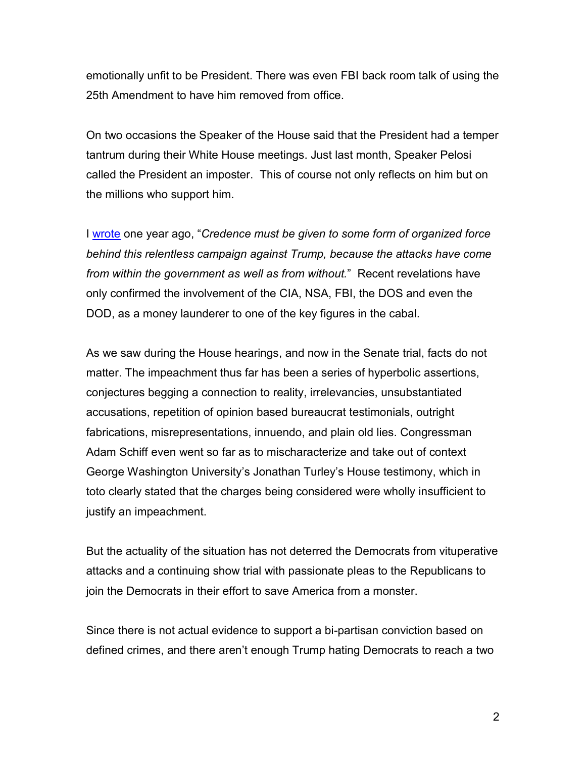emotionally unfit to be President. There was even FBI back room talk of using the 25th Amendment to have him removed from office.

On two occasions the Speaker of the House said that the President had a temper tantrum during their White House meetings. Just last month, Speaker Pelosi called the President an imposter. This of course not only reflects on him but on the millions who support him.

I wrote one year ago, "*Credence must be given to some form of organized force behind this relentless campaign against Trump, because the attacks have come from within the government as well as from without.*" Recent revelations have only confirmed the involvement of the CIA, NSA, FBI, the DOS and even the DOD, as a money launderer to one of the key figures in the cabal.

As we saw during the House hearings, and now in the Senate trial, facts do not matter. The impeachment thus far has been a series of hyperbolic assertions, conjectures begging a connection to reality, irrelevancies, unsubstantiated accusations, repetition of opinion based bureaucrat testimonials, outright fabrications, misrepresentations, innuendo, and plain old lies. Congressman Adam Schiff even went so far as to mischaracterize and take out of context George Washington University's Jonathan Turley's House testimony, which in toto clearly stated that the charges being considered were wholly insufficient to justify an impeachment.

But the actuality of the situation has not deterred the Democrats from vituperative attacks and a continuing show trial with passionate pleas to the Republicans to join the Democrats in their effort to save America from a monster.

Since there is not actual evidence to support a bi-partisan conviction based on defined crimes, and there aren't enough Trump hating Democrats to reach a two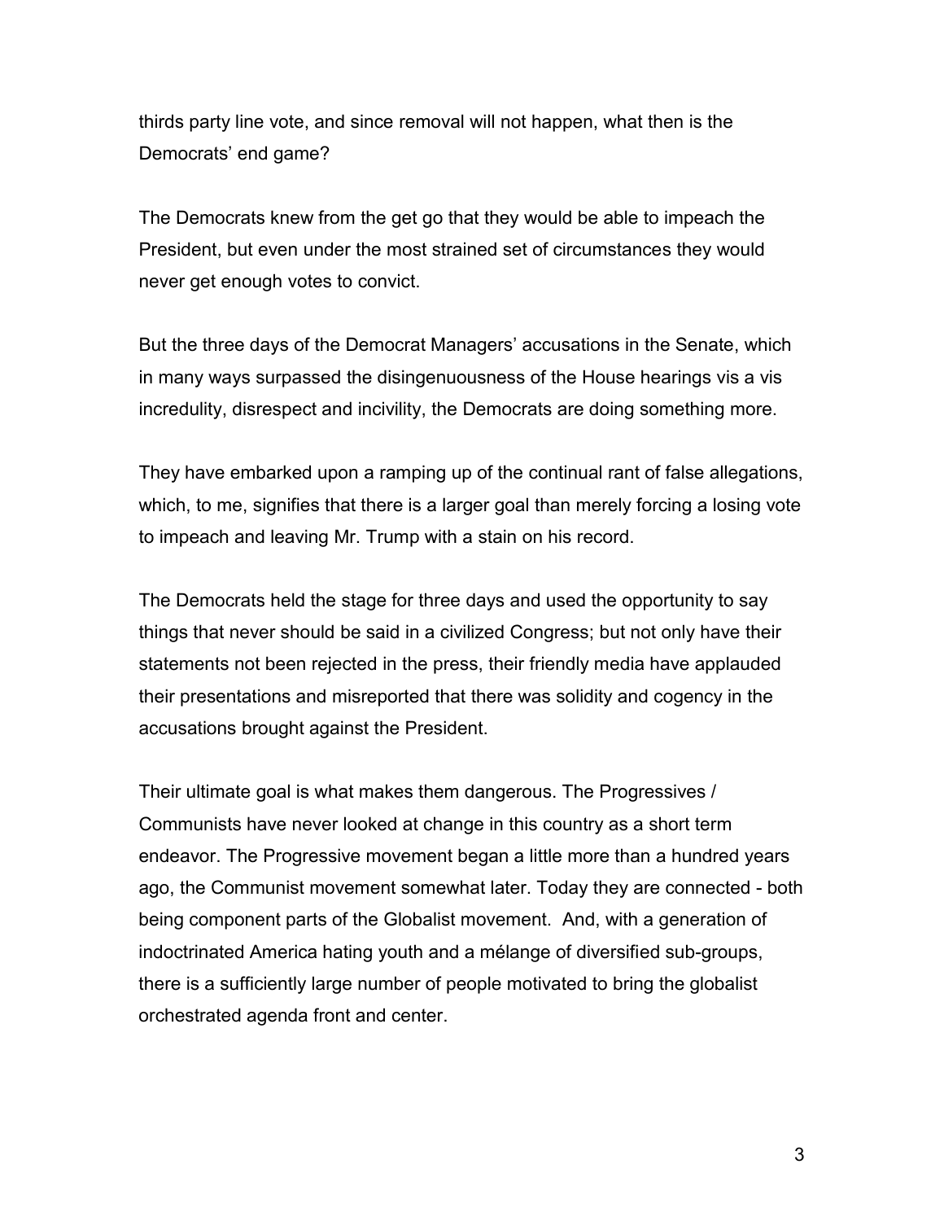thirds party line vote, and since removal will not happen, what then is the Democrats' end game?

The Democrats knew from the get go that they would be able to impeach the President, but even under the most strained set of circumstances they would never get enough votes to convict.

But the three days of the Democrat Managers' accusations in the Senate, which in many ways surpassed the disingenuousness of the House hearings vis a vis incredulity, disrespect and incivility, the Democrats are doing something more.

They have embarked upon a ramping up of the continual rant of false allegations, which, to me, signifies that there is a larger goal than merely forcing a losing vote to impeach and leaving Mr. Trump with a stain on his record.

The Democrats held the stage for three days and used the opportunity to say things that never should be said in a civilized Congress; but not only have their statements not been rejected in the press, their friendly media have applauded their presentations and misreported that there was solidity and cogency in the accusations brought against the President.

Their ultimate goal is what makes them dangerous. The Progressives / Communists have never looked at change in this country as a short term endeavor. The Progressive movement began a little more than a hundred years ago, the Communist movement somewhat later. Today they are connected - both being component parts of the Globalist movement. And, with a generation of indoctrinated America hating youth and a mélange of diversified sub-groups, there is a sufficiently large number of people motivated to bring the globalist orchestrated agenda front and center.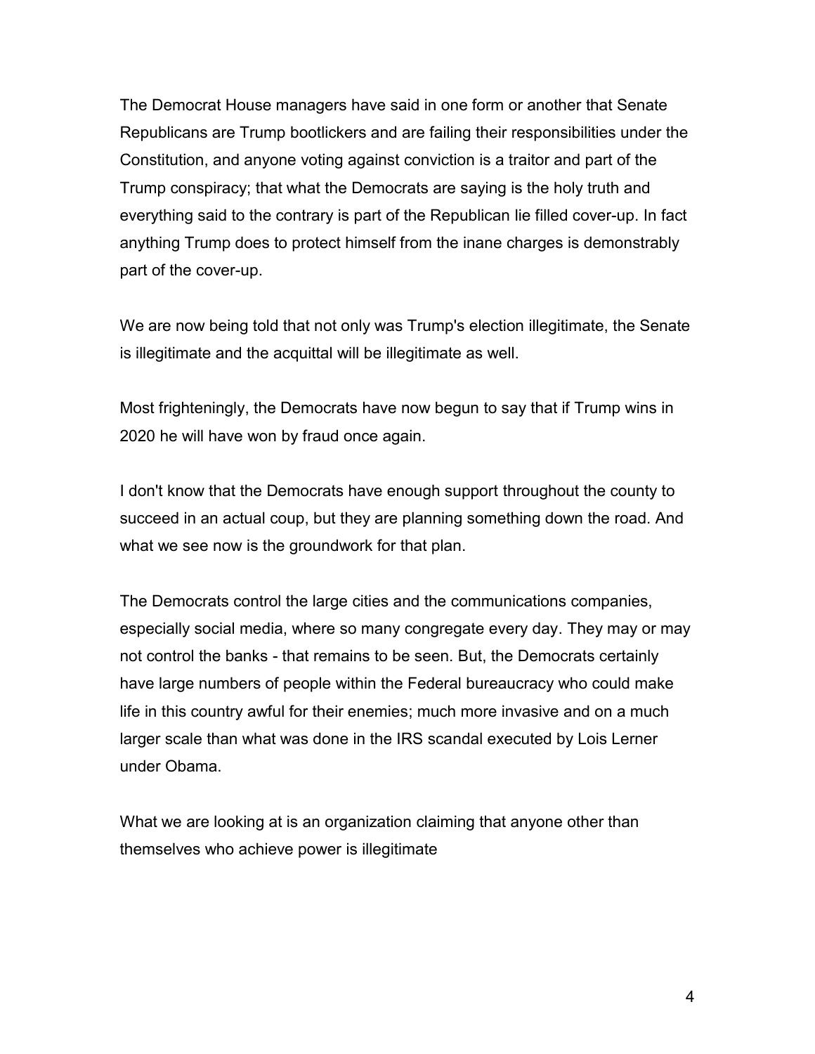The Democrat House managers have said in one form or another that Senate Republicans are Trump bootlickers and are failing their responsibilities under the Constitution, and anyone voting against conviction is a traitor and part of the Trump conspiracy; that what the Democrats are saying is the holy truth and everything said to the contrary is part of the Republican lie filled cover-up. In fact anything Trump does to protect himself from the inane charges is demonstrably part of the cover-up.

We are now being told that not only was Trump's election illegitimate, the Senate is illegitimate and the acquittal will be illegitimate as well.

Most frighteningly, the Democrats have now begun to say that if Trump wins in 2020 he will have won by fraud once again.

I don't know that the Democrats have enough support throughout the county to succeed in an actual coup, but they are planning something down the road. And what we see now is the groundwork for that plan.

The Democrats control the large cities and the communications companies, especially social media, where so many congregate every day. They may or may not control the banks - that remains to be seen. But, the Democrats certainly have large numbers of people within the Federal bureaucracy who could make life in this country awful for their enemies; much more invasive and on a much larger scale than what was done in the IRS scandal executed by Lois Lerner under Obama.

What we are looking at is an organization claiming that anyone other than themselves who achieve power is illegitimate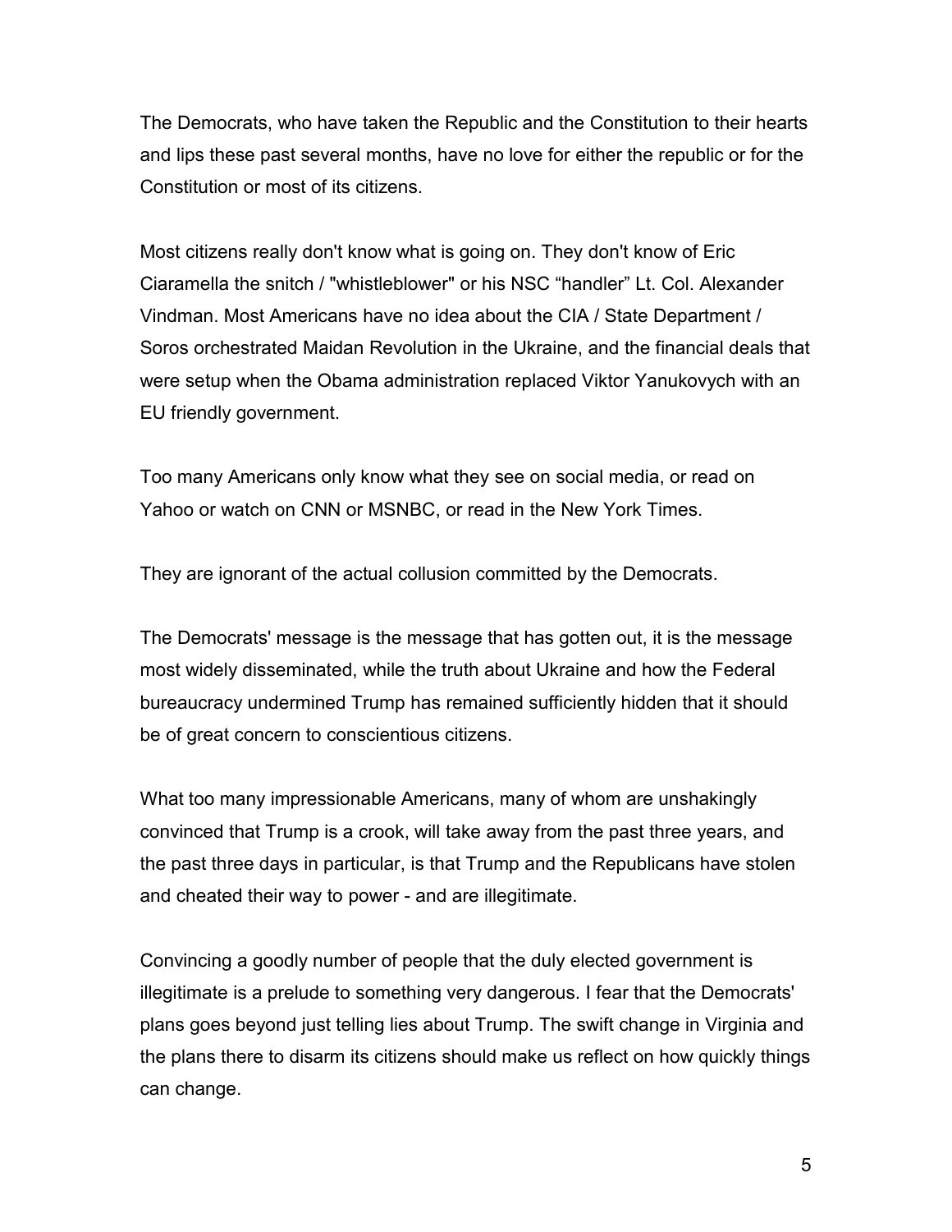The Democrats, who have taken the Republic and the Constitution to their hearts and lips these past several months, have no love for either the republic or for the Constitution or most of its citizens.

Most citizens really don't know what is going on. They don't know of Eric Ciaramella the snitch / "whistleblower" or his NSC “handler” Lt. Col. Alexander Vindman. Most Americans have no idea about the CIA / State Department / Soros orchestrated Maidan Revolution in the Ukraine, and the financial deals that were setup when the Obama administration replaced Viktor Yanukovych with an EU friendly government.

Too many Americans only know what they see on social media, or read on Yahoo or watch on CNN or MSNBC, or read in the New York Times.

They are ignorant of the actual collusion committed by the Democrats.

The Democrats' message is the message that has gotten out, it is the message most widely disseminated, while the truth about Ukraine and how the Federal bureaucracy undermined Trump has remained sufficiently hidden that it should be of great concern to conscientious citizens.

What too many impressionable Americans, many of whom are unshakingly convinced that Trump is a crook, will take away from the past three years, and the past three days in particular, is that Trump and the Republicans have stolen and cheated their way to power - and are illegitimate.

Convincing a goodly number of people that the duly elected government is illegitimate is a prelude to something very dangerous. I fear that the Democrats' plans goes beyond just telling lies about Trump. The swift change in Virginia and the plans there to disarm its citizens should make us reflect on how quickly things can change.